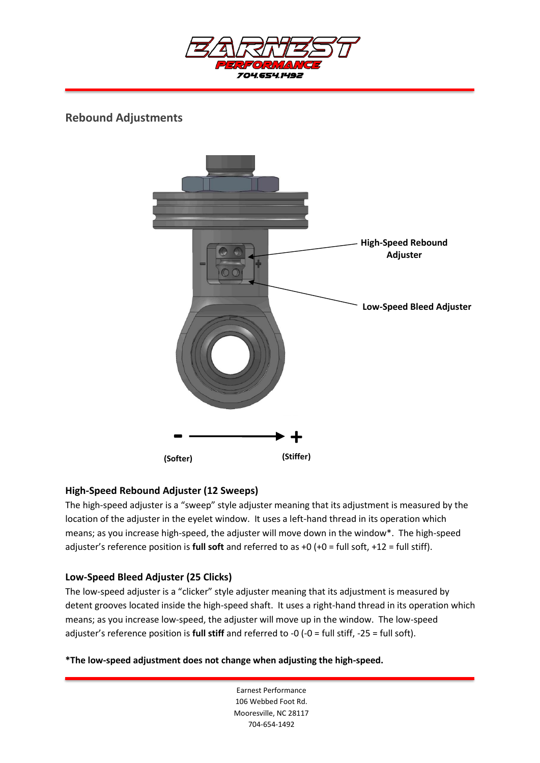## Rebound Adjustments

High-Speed Rebound Adjuster

Low-Speed Bleed Adjuster

**-** ⟶ **+**

**(Softer)** **(Stiffer)**

### High-Speed Rebound Adjuster (12 Sweeps)

The high-speed adjuster is a "sweep" style adjuster meaning that its adjustment is measured by the location of the adjuster in the eyelet window. It uses a left-hand thread in its operation which means; as you increase high-speed, the adjuster will move down in the window*. The high-speed adjuster's reference position is **full soft** and referred to as +0 (+0 = full soft, +12 = full stiff).

### Low-Speed Bleed Adjuster (25 Clicks)

The low-speed adjuster is a "clicker" style adjuster meaning that its adjustment is measured by detent grooves located inside the high-speed shaft. It uses a right-hand thread in its operation which means; as you increase low-speed, the adjuster will move up in the window. The low-speed adjuster's reference position is **full stiff** and referred to -0 (-0 = full stiff, -25 = full soft).

**\*The low-speed adjustment does not change when adjusting the high-speed.**

Earnest Performance
106 Webbed Foot Rd.
Mooresville, NC 28117
704-654-1492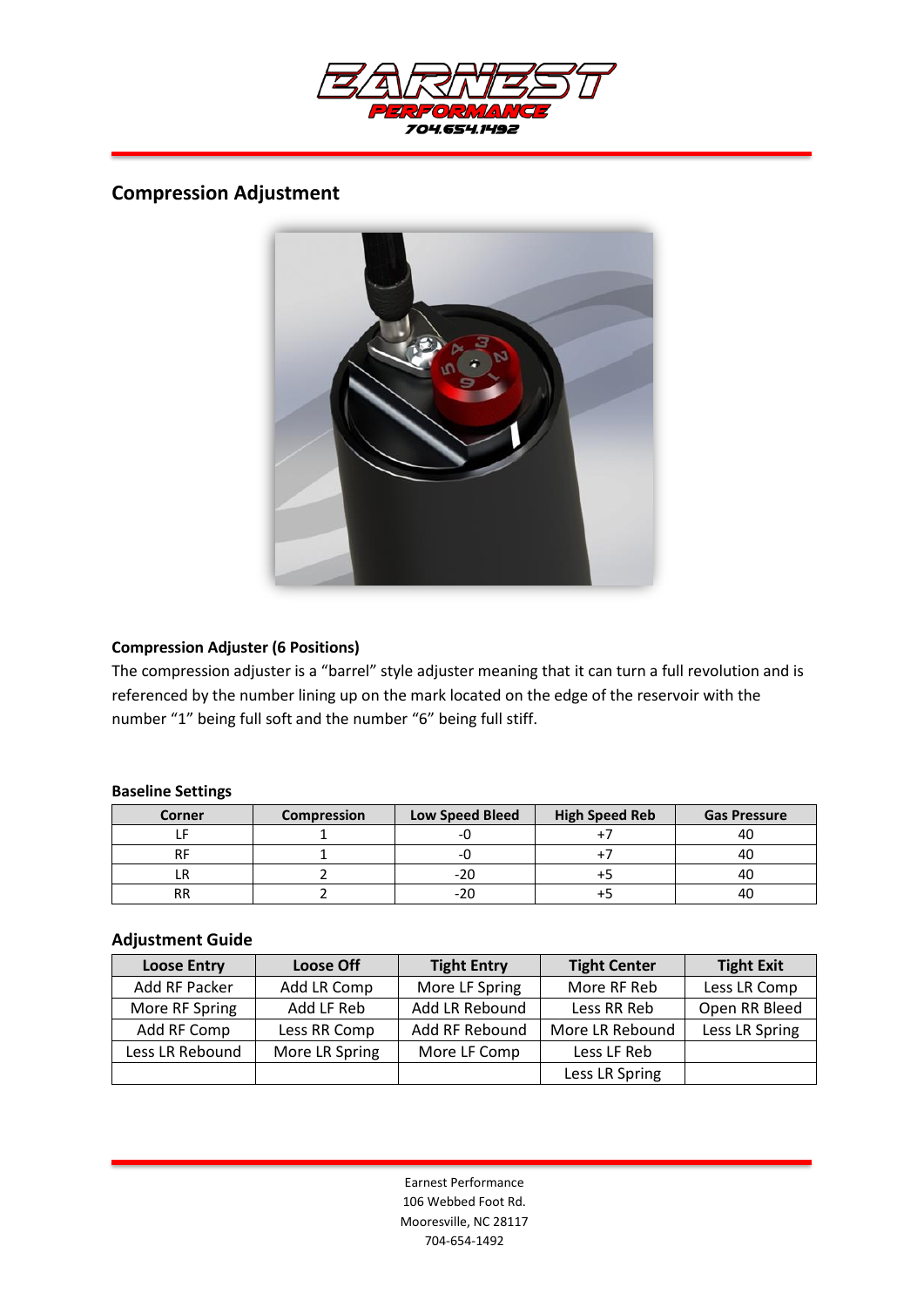## Compression Adjustment

### Compression Adjuster (6 Positions)

The compression adjuster is a "barrel" style adjuster meaning that it can turn a full revolution and is referenced by the number lining up on the mark located on the edge of the reservoir with the number "1" being full soft and the number "6" being full stiff.

### Baseline Settings

| Corner | Compression | Low Speed Bleed | High Speed Reb | Gas Pressure |
|---|---|---|---|---|
| LF | 1 | -0 | +7 | 40 |
| RF | 1 | -0 | +7 | 40 |
| LR | 2 | -20 | +5 | 40 |
| RR | 2 | -20 | +5 | 40 |

### Adjustment Guide

| Loose Entry | Loose Off | Tight Entry | Tight Center | Tight Exit |
|---|---|---|---|---|
| Add RF Packer | Add LR Comp | More LF Spring | More RF Reb | Less LR Comp |
| More RF Spring | Add LF Reb | Add LR Rebound | Less RR Reb | Open RR Bleed |
| Add RF Comp | Less RR Comp | Add RF Rebound | More LR Rebound | Less LR Spring |
| Less LR Rebound | More LR Spring | More LF Comp | Less LF Reb | |
| | | | Less LR Spring | |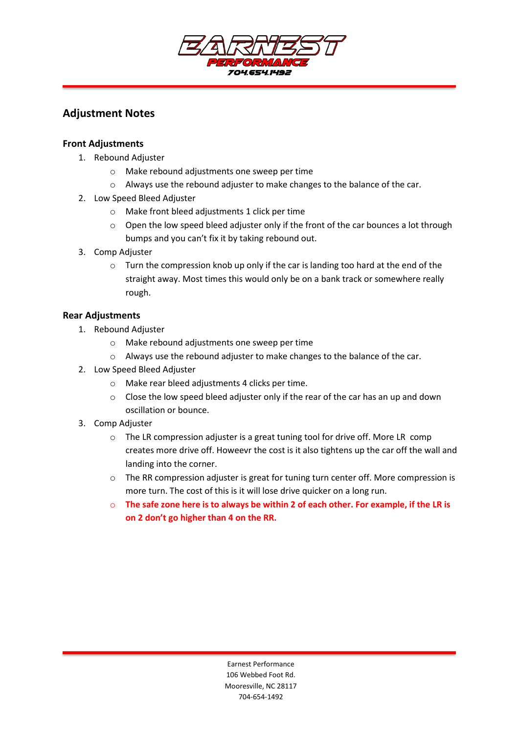## Adjustment Notes

### Front Adjustments

1. Rebound Adjuster
   - Make rebound adjustments one sweep per time
   - Always use the rebound adjuster to make changes to the balance of the car.
2. Low Speed Bleed Adjuster
   - Make front bleed adjustments 1 click per time
   - Open the low speed bleed adjuster only if the front of the car bounces a lot through bumps and you can't fix it by taking rebound out.
3. Comp Adjuster
   - Turn the compression knob up only if the car is landing too hard at the end of the straight away. Most times this would only be on a bank track or somewhere really rough.

### Rear Adjustments

1. Rebound Adjuster
   - Make rebound adjustments one sweep per time
   - Always use the rebound adjuster to make changes to the balance of the car.
2. Low Speed Bleed Adjuster
   - Make rear bleed adjustments 4 clicks per time.
   - Close the low speed bleed adjuster only if the rear of the car has an up and down oscillation or bounce.
3. Comp Adjuster
   - The LR compression adjuster is a great tuning tool for drive off. More LR comp creates more drive off. Howeevr the cost is it also tightens up the car off the wall and landing into the corner.
   - The RR compression adjuster is great for tuning turn center off. More compression is more turn. The cost of this is it will lose drive quicker on a long run.
   - **The safe zone here is to always be within 2 of each other. For example, if the LR is on 2 don't go higher than 4 on the RR.**